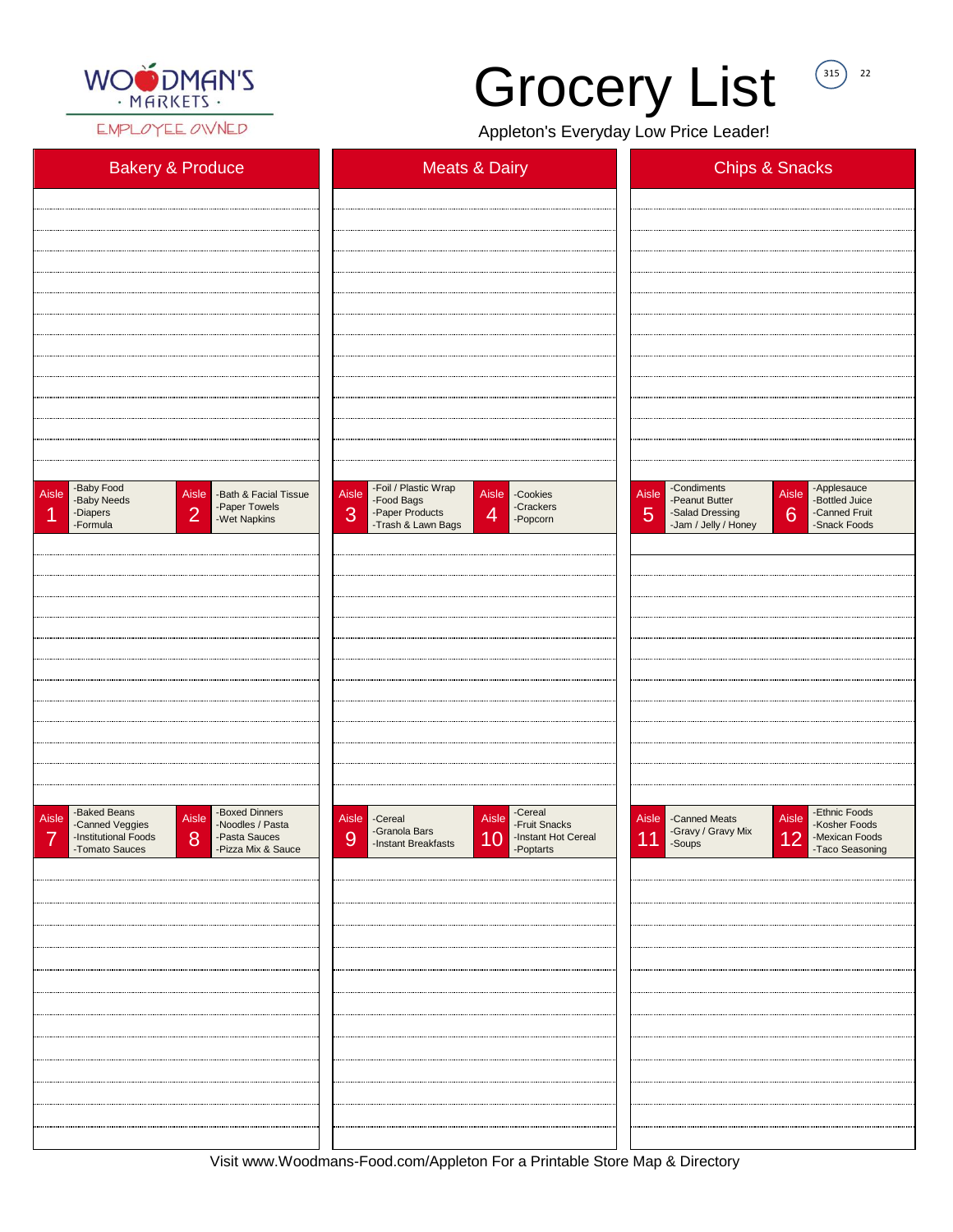WOODMAN'S · MARKETS ·
EMPLOYEE OWNED

# Grocery List

315 22

Appleton's Everyday Low Price Leader!

## Bakery & Produce

## Meats & Dairy

## Chips & Snacks

| Aisle | Items |
|---|---|
| Aisle 1 | -Baby Food -Baby Needs -Diapers -Formula |
| Aisle 2 | -Bath & Facial Tissue -Paper Towels -Wet Napkins |
| Aisle 3 | -Foil / Plastic Wrap -Food Bags -Paper Products -Trash & Lawn Bags |
| Aisle 4 | -Cookies -Crackers -Popcorn |
| Aisle 5 | -Condiments -Peanut Butter -Salad Dressing -Jam / Jelly / Honey |
| Aisle 6 | -Applesauce -Bottled Juice -Canned Fruit -Snack Foods |
| Aisle 7 | -Baked Beans -Canned Veggies -Institutional Foods -Tomato Sauces |
| Aisle 8 | -Boxed Dinners -Noodles / Pasta -Pasta Sauces -Pizza Mix & Sauce |
| Aisle 9 | -Cereal -Granola Bars -Instant Breakfasts |
| Aisle 10 | -Cereal -Fruit Snacks -Instant Hot Cereal -Poptarts |
| Aisle 11 | -Canned Meats -Gravy / Gravy Mix -Soups |
| Aisle 12 | -Ethnic Foods -Kosher Foods -Mexican Foods -Taco Seasoning |

Visit www.Woodmans-Food.com/Appleton For a Printable Store Map & Directory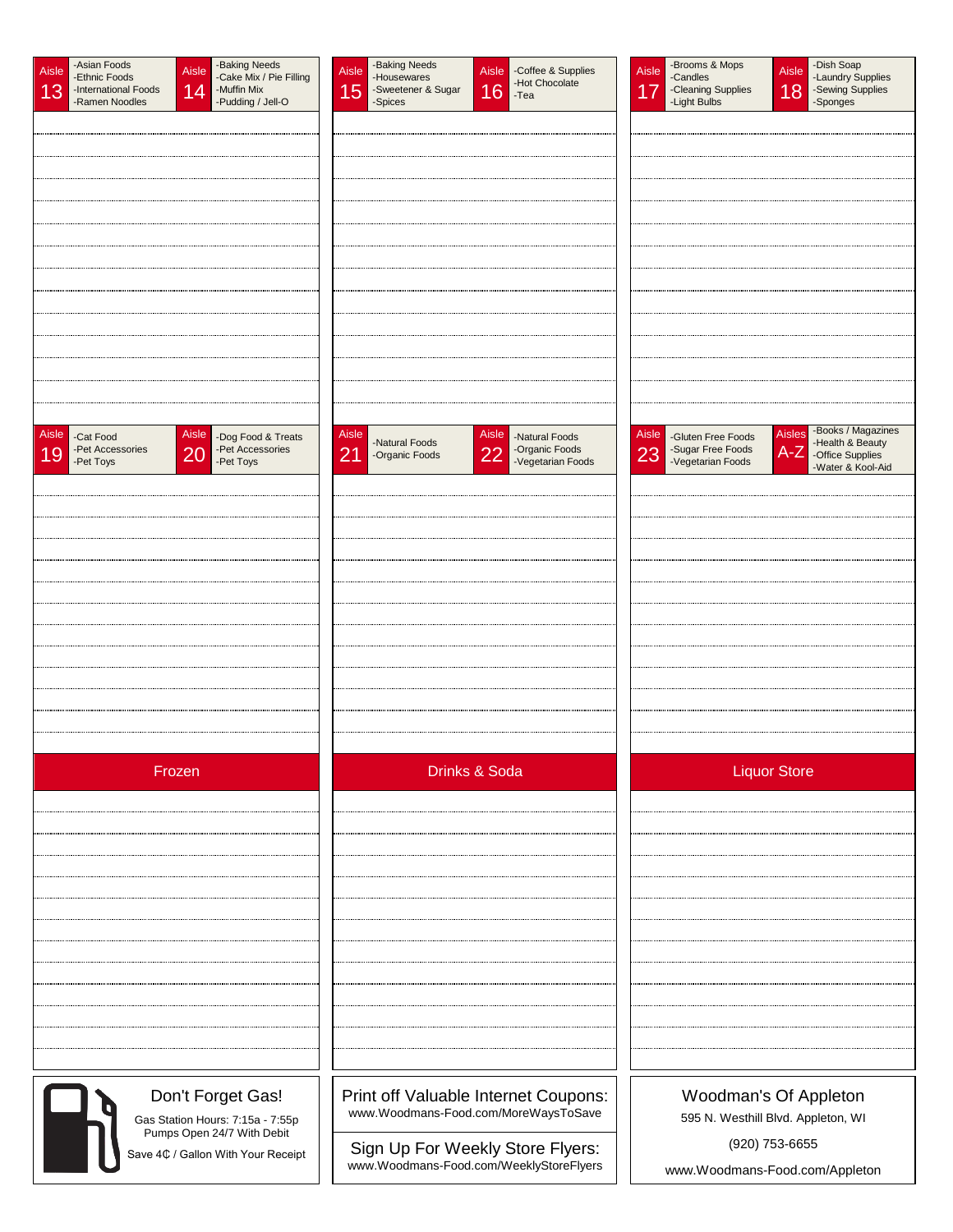**Aisle 13**
- Asian Foods
- Ethnic Foods
- International Foods
- Ramen Noodles

**Aisle 14**
- Baking Needs
- Cake Mix / Pie Filling
- Muffin Mix
- Pudding / Jell-O

**Aisle 15**
- Baking Needs
- Housewares
- Sweetener & Sugar
- Spices

**Aisle 16**
- Coffee & Supplies
- Hot Chocolate
- Tea

**Aisle 17**
- Brooms & Mops
- Candles
- Cleaning Supplies
- Light Bulbs

**Aisle 18**
- Dish Soap
- Laundry Supplies
- Sewing Supplies
- Sponges

**Aisle 19**
- Cat Food
- Pet Accessories
- Pet Toys

**Aisle 20**
- Dog Food & Treats
- Pet Accessories
- Pet Toys

**Aisle 21**
- Natural Foods
- Organic Foods

**Aisle 22**
- Natural Foods
- Organic Foods
- Vegetarian Foods

**Aisle 23**
- Gluten Free Foods
- Sugar Free Foods
- Vegetarian Foods

**Aisles A-Z**
- Books / Magazines
- Health & Beauty
- Office Supplies
- Water & Kool-Aid

## Frozen

## Drinks & Soda

## Liquor Store

**Don't Forget Gas!**

Gas Station Hours: 7:15a - 7:55p
Pumps Open 24/7 With Debit

Save 4₵ / Gallon With Your Receipt

**Print off Valuable Internet Coupons:**
www.Woodmans-Food.com/MoreWaysToSave

**Sign Up For Weekly Store Flyers:**
www.Woodmans-Food.com/WeeklyStoreFlyers

**Woodman's Of Appleton**

595 N. Westhill Blvd. Appleton, WI

(920) 753-6655

www.Woodmans-Food.com/Appleton